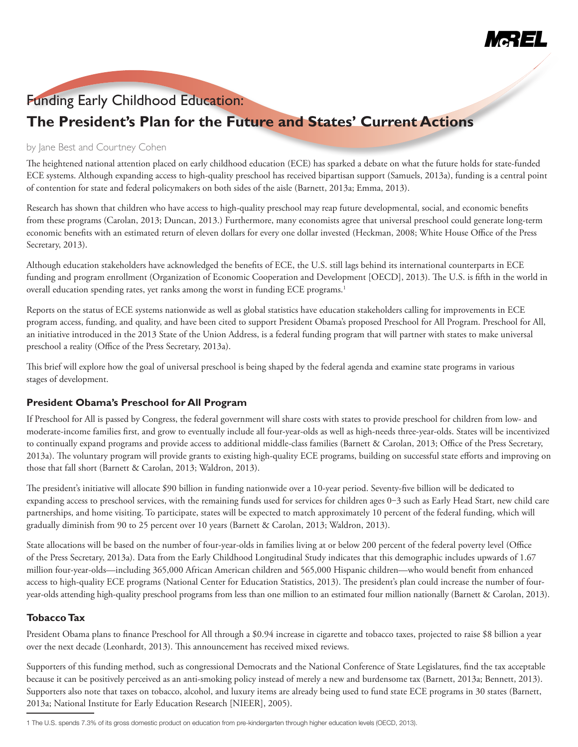# Funding Early Childhood Education: The President's Plan for the Future and States' Current Actions

by Jane Best and Courtney Cohen

The heightened national attention placed on early childhood education (ECE) has sparked a debate on what the future holds for state-funded ECE systems. Although expanding access to high-quality preschool has received bipartisan support (Samuels, 2013a), funding is a central point of contention for state and federal policymakers on both sides of the aisle (Barnett, 2013a; Emma, 2013).

Research has shown that children who have access to high-quality preschool may reap future developmental, social, and economic benefits from these programs (Carolan, 2013; Duncan, 2013.) Furthermore, many economists agree that universal preschool could generate long-term economic benefits with an estimated return of eleven dollars for every one dollar invested (Heckman, 2008; White House Office of the Press Secretary, 2013).

Although education stakeholders have acknowledged the benefits of ECE, the U.S. still lags behind its international counterparts in ECE funding and program enrollment (Organization of Economic Cooperation and Development [OECD], 2013). The U.S. is fifth in the world in overall education spending rates, yet ranks among the worst in funding ECE programs.[1]

Reports on the status of ECE systems nationwide as well as global statistics have education stakeholders calling for improvements in ECE program access, funding, and quality, and have been cited to support President Obama's proposed Preschool for All Program. Preschool for All, an initiative introduced in the 2013 State of the Union Address, is a federal funding program that will partner with states to make universal preschool a reality (Office of the Press Secretary, 2013a).

This brief will explore how the goal of universal preschool is being shaped by the federal agenda and examine state programs in various stages of development.

## President Obama's Preschool for All Program

If Preschool for All is passed by Congress, the federal government will share costs with states to provide preschool for children from low- and moderate-income families first, and grow to eventually include all four-year-olds as well as high-needs three-year-olds. States will be incentivized to continually expand programs and provide access to additional middle-class families (Barnett & Carolan, 2013; Office of the Press Secretary, 2013a). The voluntary program will provide grants to existing high-quality ECE programs, building on successful state efforts and improving on those that fall short (Barnett & Carolan, 2013; Waldron, 2013).

The president's initiative will allocate $90 billion in funding nationwide over a 10-year period. Seventy-five billion will be dedicated to expanding access to preschool services, with the remaining funds used for services for children ages 0−3 such as Early Head Start, new child care partnerships, and home visiting. To participate, states will be expected to match approximately 10 percent of the federal funding, which will gradually diminish from 90 to 25 percent over 10 years (Barnett & Carolan, 2013; Waldron, 2013).

State allocations will be based on the number of four-year-olds in families living at or below 200 percent of the federal poverty level (Office of the Press Secretary, 2013a). Data from the Early Childhood Longitudinal Study indicates that this demographic includes upwards of 1.67 million four-year-olds—including 365,000 African American children and 565,000 Hispanic children—who would benefit from enhanced access to high-quality ECE programs (National Center for Education Statistics, 2013). The president's plan could increase the number of four-year-olds attending high-quality preschool programs from less than one million to an estimated four million nationally (Barnett & Carolan, 2013).

## Tobacco Tax

President Obama plans to finance Preschool for All through a $0.94 increase in cigarette and tobacco taxes, projected to raise $8 billion a year over the next decade (Leonhardt, 2013). This announcement has received mixed reviews.

Supporters of this funding method, such as congressional Democrats and the National Conference of State Legislatures, find the tax acceptable because it can be positively perceived as an anti-smoking policy instead of merely a new and burdensome tax (Barnett, 2013a; Bennett, 2013). Supporters also note that taxes on tobacco, alcohol, and luxury items are already being used to fund state ECE programs in 30 states (Barnett, 2013a; National Institute for Early Education Research [NIEER], 2005).

[1] The U.S. spends 7.3% of its gross domestic product on education from pre-kindergarten through higher education levels (OECD, 2013).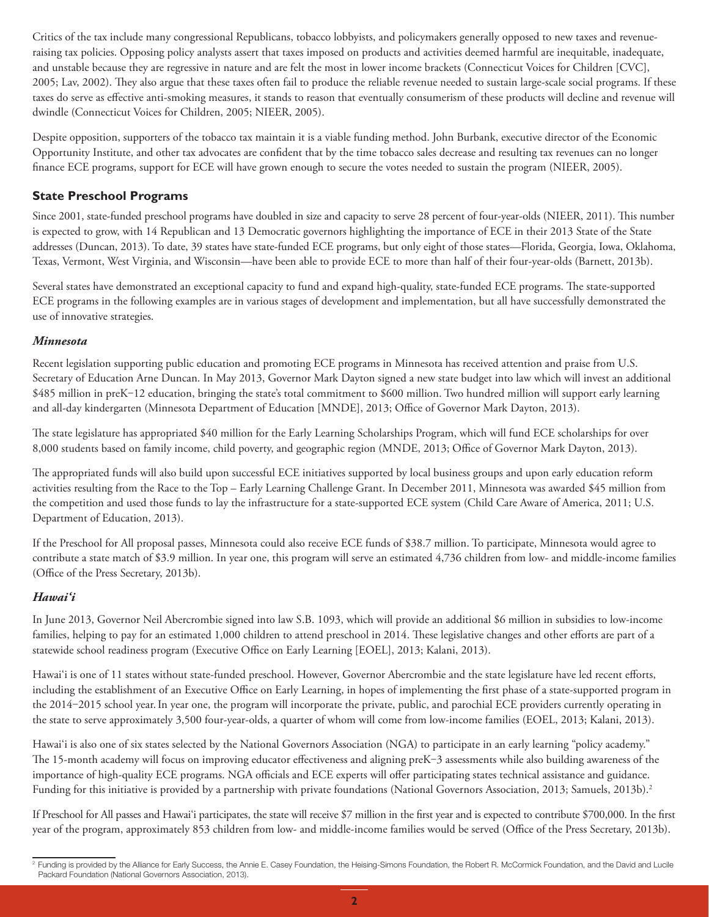Critics of the tax include many congressional Republicans, tobacco lobbyists, and policymakers generally opposed to new taxes and revenue-raising tax policies. Opposing policy analysts assert that taxes imposed on products and activities deemed harmful are inequitable, inadequate, and unstable because they are regressive in nature and are felt the most in lower income brackets (Connecticut Voices for Children [CVC], 2005; Lav, 2002). They also argue that these taxes often fail to produce the reliable revenue needed to sustain large-scale social programs. If these taxes do serve as effective anti-smoking measures, it stands to reason that eventually consumerism of these products will decline and revenue will dwindle (Connecticut Voices for Children, 2005; NIEER, 2005).

Despite opposition, supporters of the tobacco tax maintain it is a viable funding method. John Burbank, executive director of the Economic Opportunity Institute, and other tax advocates are confident that by the time tobacco sales decrease and resulting tax revenues can no longer finance ECE programs, support for ECE will have grown enough to secure the votes needed to sustain the program (NIEER, 2005).

## State Preschool Programs

Since 2001, state-funded preschool programs have doubled in size and capacity to serve 28 percent of four-year-olds (NIEER, 2011). This number is expected to grow, with 14 Republican and 13 Democratic governors highlighting the importance of ECE in their 2013 State of the State addresses (Duncan, 2013). To date, 39 states have state-funded ECE programs, but only eight of those states—Florida, Georgia, Iowa, Oklahoma, Texas, Vermont, West Virginia, and Wisconsin—have been able to provide ECE to more than half of their four-year-olds (Barnett, 2013b).

Several states have demonstrated an exceptional capacity to fund and expand high-quality, state-funded ECE programs. The state-supported ECE programs in the following examples are in various stages of development and implementation, but all have successfully demonstrated the use of innovative strategies.

### *Minnesota*

Recent legislation supporting public education and promoting ECE programs in Minnesota has received attention and praise from U.S. Secretary of Education Arne Duncan. In May 2013, Governor Mark Dayton signed a new state budget into law which will invest an additional $485 million in preK–12 education, bringing the state's total commitment to $600 million. Two hundred million will support early learning and all-day kindergarten (Minnesota Department of Education [MNDE], 2013; Office of Governor Mark Dayton, 2013).

The state legislature has appropriated $40 million for the Early Learning Scholarships Program, which will fund ECE scholarships for over 8,000 students based on family income, child poverty, and geographic region (MNDE, 2013; Office of Governor Mark Dayton, 2013).

The appropriated funds will also build upon successful ECE initiatives supported by local business groups and upon early education reform activities resulting from the Race to the Top – Early Learning Challenge Grant. In December 2011, Minnesota was awarded $45 million from the competition and used those funds to lay the infrastructure for a state-supported ECE system (Child Care Aware of America, 2011; U.S. Department of Education, 2013).

If the Preschool for All proposal passes, Minnesota could also receive ECE funds of $38.7 million. To participate, Minnesota would agree to contribute a state match of $3.9 million. In year one, this program will serve an estimated 4,736 children from low- and middle-income families (Office of the Press Secretary, 2013b).

### *Hawai'i*

In June 2013, Governor Neil Abercrombie signed into law S.B. 1093, which will provide an additional $6 million in subsidies to low-income families, helping to pay for an estimated 1,000 children to attend preschool in 2014. These legislative changes and other efforts are part of a statewide school readiness program (Executive Office on Early Learning [EOEL], 2013; Kalani, 2013).

Hawai'i is one of 11 states without state-funded preschool. However, Governor Abercrombie and the state legislature have led recent efforts, including the establishment of an Executive Office on Early Learning, in hopes of implementing the first phase of a state-supported program in the 2014–2015 school year. In year one, the program will incorporate the private, public, and parochial ECE providers currently operating in the state to serve approximately 3,500 four-year-olds, a quarter of whom will come from low-income families (EOEL, 2013; Kalani, 2013).

Hawai'i is also one of six states selected by the National Governors Association (NGA) to participate in an early learning "policy academy." The 15-month academy will focus on improving educator effectiveness and aligning preK–3 assessments while also building awareness of the importance of high-quality ECE programs. NGA officials and ECE experts will offer participating states technical assistance and guidance. Funding for this initiative is provided by a partnership with private foundations (National Governors Association, 2013; Samuels, 2013b).[2]

If Preschool for All passes and Hawai'i participates, the state will receive $7 million in the first year and is expected to contribute $700,000. In the first year of the program, approximately 853 children from low- and middle-income families would be served (Office of the Press Secretary, 2013b).

[2] Funding is provided by the Alliance for Early Success, the Annie E. Casey Foundation, the Heising-Simons Foundation, the Robert R. McCormick Foundation, and the David and Lucile Packard Foundation (National Governors Association, 2013).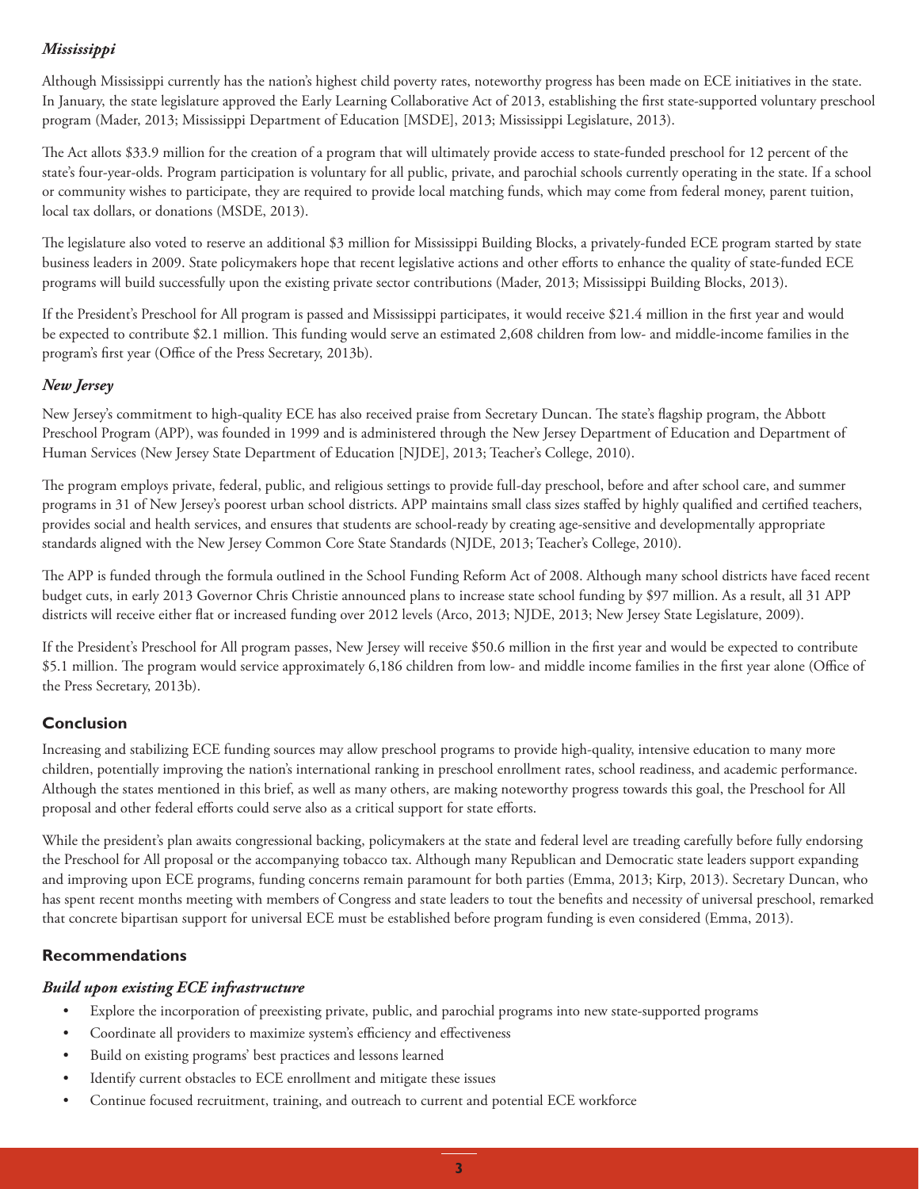### *Mississippi*

Although Mississippi currently has the nation's highest child poverty rates, noteworthy progress has been made on ECE initiatives in the state. In January, the state legislature approved the Early Learning Collaborative Act of 2013, establishing the first state-supported voluntary preschool program (Mader, 2013; Mississippi Department of Education [MSDE], 2013; Mississippi Legislature, 2013).

The Act allots $33.9 million for the creation of a program that will ultimately provide access to state-funded preschool for 12 percent of the state's four-year-olds. Program participation is voluntary for all public, private, and parochial schools currently operating in the state. If a school or community wishes to participate, they are required to provide local matching funds, which may come from federal money, parent tuition, local tax dollars, or donations (MSDE, 2013).

The legislature also voted to reserve an additional $3 million for Mississippi Building Blocks, a privately-funded ECE program started by state business leaders in 2009. State policymakers hope that recent legislative actions and other efforts to enhance the quality of state-funded ECE programs will build successfully upon the existing private sector contributions (Mader, 2013; Mississippi Building Blocks, 2013).

If the President's Preschool for All program is passed and Mississippi participates, it would receive $21.4 million in the first year and would be expected to contribute $2.1 million. This funding would serve an estimated 2,608 children from low- and middle-income families in the program's first year (Office of the Press Secretary, 2013b).

### *New Jersey*

New Jersey's commitment to high-quality ECE has also received praise from Secretary Duncan. The state's flagship program, the Abbott Preschool Program (APP), was founded in 1999 and is administered through the New Jersey Department of Education and Department of Human Services (New Jersey State Department of Education [NJDE], 2013; Teacher's College, 2010).

The program employs private, federal, public, and religious settings to provide full-day preschool, before and after school care, and summer programs in 31 of New Jersey's poorest urban school districts. APP maintains small class sizes staffed by highly qualified and certified teachers, provides social and health services, and ensures that students are school-ready by creating age-sensitive and developmentally appropriate standards aligned with the New Jersey Common Core State Standards (NJDE, 2013; Teacher's College, 2010).

The APP is funded through the formula outlined in the School Funding Reform Act of 2008. Although many school districts have faced recent budget cuts, in early 2013 Governor Chris Christie announced plans to increase state school funding by $97 million. As a result, all 31 APP districts will receive either flat or increased funding over 2012 levels (Arco, 2013; NJDE, 2013; New Jersey State Legislature, 2009).

If the President's Preschool for All program passes, New Jersey will receive $50.6 million in the first year and would be expected to contribute $5.1 million. The program would service approximately 6,186 children from low- and middle income families in the first year alone (Office of the Press Secretary, 2013b).

## Conclusion

Increasing and stabilizing ECE funding sources may allow preschool programs to provide high-quality, intensive education to many more children, potentially improving the nation's international ranking in preschool enrollment rates, school readiness, and academic performance. Although the states mentioned in this brief, as well as many others, are making noteworthy progress towards this goal, the Preschool for All proposal and other federal efforts could serve also as a critical support for state efforts.

While the president's plan awaits congressional backing, policymakers at the state and federal level are treading carefully before fully endorsing the Preschool for All proposal or the accompanying tobacco tax. Although many Republican and Democratic state leaders support expanding and improving upon ECE programs, funding concerns remain paramount for both parties (Emma, 2013; Kirp, 2013). Secretary Duncan, who has spent recent months meeting with members of Congress and state leaders to tout the benefits and necessity of universal preschool, remarked that concrete bipartisan support for universal ECE must be established before program funding is even considered (Emma, 2013).

## Recommendations

### *Build upon existing ECE infrastructure*

- Explore the incorporation of preexisting private, public, and parochial programs into new state-supported programs
- Coordinate all providers to maximize system's efficiency and effectiveness
- Build on existing programs' best practices and lessons learned
- Identify current obstacles to ECE enrollment and mitigate these issues
- Continue focused recruitment, training, and outreach to current and potential ECE workforce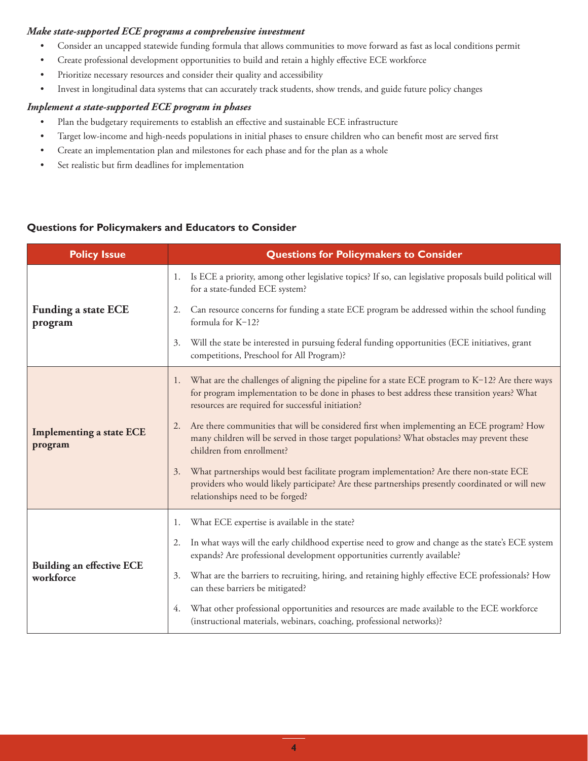***Make state-supported ECE programs a comprehensive investment***

- Consider an uncapped statewide funding formula that allows communities to move forward as fast as local conditions permit
- Create professional development opportunities to build and retain a highly effective ECE workforce
- Prioritize necessary resources and consider their quality and accessibility
- Invest in longitudinal data systems that can accurately track students, show trends, and guide future policy changes

***Implement a state-supported ECE program in phases***

- Plan the budgetary requirements to establish an effective and sustainable ECE infrastructure
- Target low-income and high-needs populations in initial phases to ensure children who can benefit most are served first
- Create an implementation plan and milestones for each phase and for the plan as a whole
- Set realistic but firm deadlines for implementation

### Questions for Policymakers and Educators to Consider

| Policy Issue | Questions for Policymakers to Consider |
|---|---|
| **Funding a state ECE program** | 1. Is ECE a priority, among other legislative topics? If so, can legislative proposals build political will for a state-funded ECE system?<br>2. Can resource concerns for funding a state ECE program be addressed within the school funding formula for K–12?<br>3. Will the state be interested in pursuing federal funding opportunities (ECE initiatives, grant competitions, Preschool for All Program)? |
| **Implementing a state ECE program** | 1. What are the challenges of aligning the pipeline for a state ECE program to K–12? Are there ways for program implementation to be done in phases to best address these transition years? What resources are required for successful initiation?<br>2. Are there communities that will be considered first when implementing an ECE program? How many children will be served in those target populations? What obstacles may prevent these children from enrollment?<br>3. What partnerships would best facilitate program implementation? Are there non-state ECE providers who would likely participate? Are these partnerships presently coordinated or will new relationships need to be forged? |
| **Building an effective ECE workforce** | 1. What ECE expertise is available in the state?<br>2. In what ways will the early childhood expertise need to grow and change as the state's ECE system expands? Are professional development opportunities currently available?<br>3. What are the barriers to recruiting, hiring, and retaining highly effective ECE professionals? How can these barriers be mitigated?<br>4. What other professional opportunities and resources are made available to the ECE workforce (instructional materials, webinars, coaching, professional networks)? |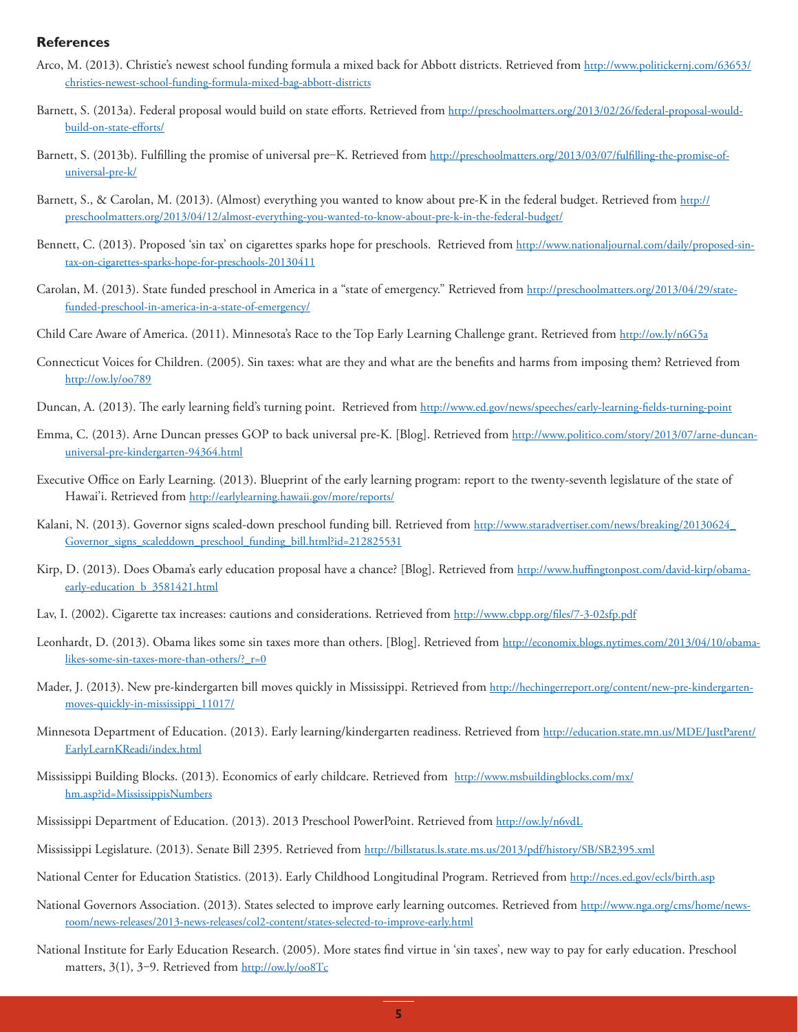### References

Arco, M. (2013). Christie's newest school funding formula a mixed back for Abbott districts. Retrieved from http://www.politickernj.com/63653/christies-newest-school-funding-formula-mixed-bag-abbott-districts

Barnett, S. (2013a). Federal proposal would build on state efforts. Retrieved from http://preschoolmatters.org/2013/02/26/federal-proposal-would-build-on-state-efforts/

Barnett, S. (2013b). Fulfilling the promise of universal pre–K. Retrieved from http://preschoolmatters.org/2013/03/07/fulfilling-the-promise-of-universal-pre-k/

Barnett, S., & Carolan, M. (2013). (Almost) everything you wanted to know about pre-K in the federal budget. Retrieved from http://preschoolmatters.org/2013/04/12/almost-everything-you-wanted-to-know-about-pre-k-in-the-federal-budget/

Bennett, C. (2013). Proposed 'sin tax' on cigarettes sparks hope for preschools. Retrieved from http://www.nationaljournal.com/daily/proposed-sin-tax-on-cigarettes-sparks-hope-for-preschools-20130411

Carolan, M. (2013). State funded preschool in America in a "state of emergency." Retrieved from http://preschoolmatters.org/2013/04/29/state-funded-preschool-in-america-in-a-state-of-emergency/

Child Care Aware of America. (2011). Minnesota's Race to the Top Early Learning Challenge grant. Retrieved from http://ow.ly/n6G5a

Connecticut Voices for Children. (2005). Sin taxes: what are they and what are the benefits and harms from imposing them? Retrieved from http://ow.ly/oo789

Duncan, A. (2013). The early learning field's turning point. Retrieved from http://www.ed.gov/news/speeches/early-learning-fields-turning-point

Emma, C. (2013). Arne Duncan presses GOP to back universal pre-K. [Blog]. Retrieved from http://www.politico.com/story/2013/07/arne-duncan-universal-pre-kindergarten-94364.html

Executive Office on Early Learning. (2013). Blueprint of the early learning program: report to the twenty-seventh legislature of the state of Hawai'i. Retrieved from http://earlylearning.hawaii.gov/more/reports/

Kalani, N. (2013). Governor signs scaled-down preschool funding bill. Retrieved from http://www.staradvertiser.com/news/breaking/20130624_Governor_signs_scaleddown_preschool_funding_bill.html?id=212825531

Kirp, D. (2013). Does Obama's early education proposal have a chance? [Blog]. Retrieved from http://www.huffingtonpost.com/david-kirp/obama-early-education_b_3581421.html

Lav, I. (2002). Cigarette tax increases: cautions and considerations. Retrieved from http://www.cbpp.org/files/7-3-02sfp.pdf

Leonhardt, D. (2013). Obama likes some sin taxes more than others. [Blog]. Retrieved from http://economix.blogs.nytimes.com/2013/04/10/obama-likes-some-sin-taxes-more-than-others/?_r=0

Mader, J. (2013). New pre-kindergarten bill moves quickly in Mississippi. Retrieved from http://hechingerreport.org/content/new-pre-kindergarten-moves-quickly-in-mississippi_11017/

Minnesota Department of Education. (2013). Early learning/kindergarten readiness. Retrieved from http://education.state.mn.us/MDE/JustParent/EarlyLearnKReadi/index.html

Mississippi Building Blocks. (2013). Economics of early childcare. Retrieved from http://www.msbuildingblocks.com/mx/hm.asp?id=MississippisNumbers

Mississippi Department of Education. (2013). 2013 Preschool PowerPoint. Retrieved from http://ow.ly/n6vdL

Mississippi Legislature. (2013). Senate Bill 2395. Retrieved from http://billstatus.ls.state.ms.us/2013/pdf/history/SB/SB2395.xml

National Center for Education Statistics. (2013). Early Childhood Longitudinal Program. Retrieved from http://nces.ed.gov/ecls/birth.asp

National Governors Association. (2013). States selected to improve early learning outcomes. Retrieved from http://www.nga.org/cms/home/news-room/news-releases/2013-news-releases/col2-content/states-selected-to-improve-early.html

National Institute for Early Education Research. (2005). More states find virtue in 'sin taxes', new way to pay for early education. Preschool matters, 3(1), 3–9. Retrieved from http://ow.ly/oo8Tc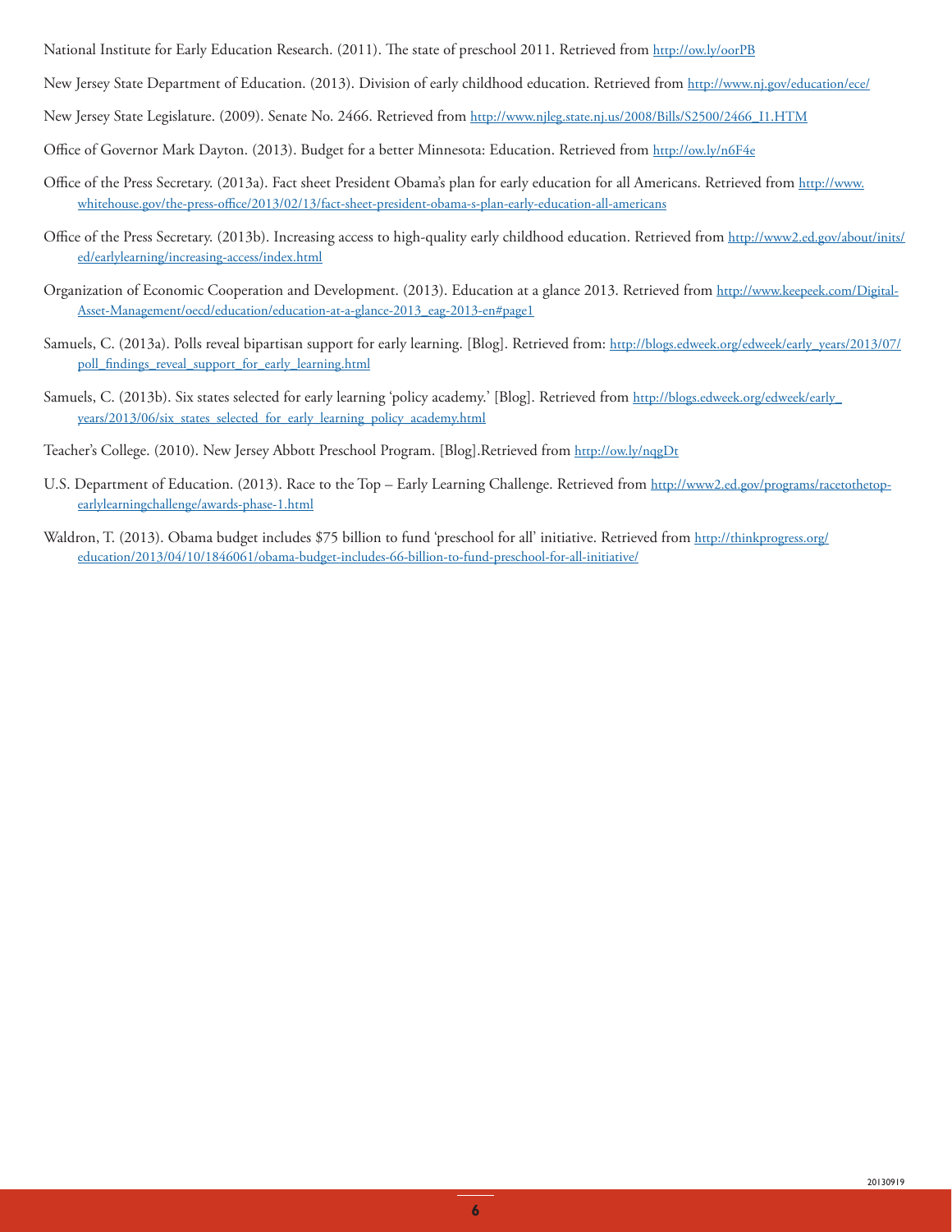National Institute for Early Education Research. (2011). The state of preschool 2011. Retrieved from http://ow.ly/oorPB

New Jersey State Department of Education. (2013). Division of early childhood education. Retrieved from http://www.nj.gov/education/ece/

New Jersey State Legislature. (2009). Senate No. 2466. Retrieved from http://www.njleg.state.nj.us/2008/Bills/S2500/2466_I1.HTM

Office of Governor Mark Dayton. (2013). Budget for a better Minnesota: Education. Retrieved from http://ow.ly/n6F4e

Office of the Press Secretary. (2013a). Fact sheet President Obama's plan for early education for all Americans. Retrieved from http://www.whitehouse.gov/the-press-office/2013/02/13/fact-sheet-president-obama-s-plan-early-education-all-americans

Office of the Press Secretary. (2013b). Increasing access to high-quality early childhood education. Retrieved from http://www2.ed.gov/about/inits/ed/earlylearning/increasing-access/index.html

Organization of Economic Cooperation and Development. (2013). Education at a glance 2013. Retrieved from http://www.keepeek.com/Digital-Asset-Management/oecd/education/education-at-a-glance-2013_eag-2013-en#page1

Samuels, C. (2013a). Polls reveal bipartisan support for early learning. [Blog]. Retrieved from: http://blogs.edweek.org/edweek/early_years/2013/07/poll_findings_reveal_support_for_early_learning.html

Samuels, C. (2013b). Six states selected for early learning 'policy academy.' [Blog]. Retrieved from http://blogs.edweek.org/edweek/early_years/2013/06/six_states_selected_for_early_learning_policy_academy.html

Teacher's College. (2010). New Jersey Abbott Preschool Program. [Blog].Retrieved from http://ow.ly/nqgDt

U.S. Department of Education. (2013). Race to the Top – Early Learning Challenge. Retrieved from http://www2.ed.gov/programs/racetothetop-earlylearningchallenge/awards-phase-1.html

Waldron, T. (2013). Obama budget includes $75 billion to fund 'preschool for all' initiative. Retrieved from http://thinkprogress.org/education/2013/04/10/1846061/obama-budget-includes-66-billion-to-fund-preschool-for-all-initiative/

20130919